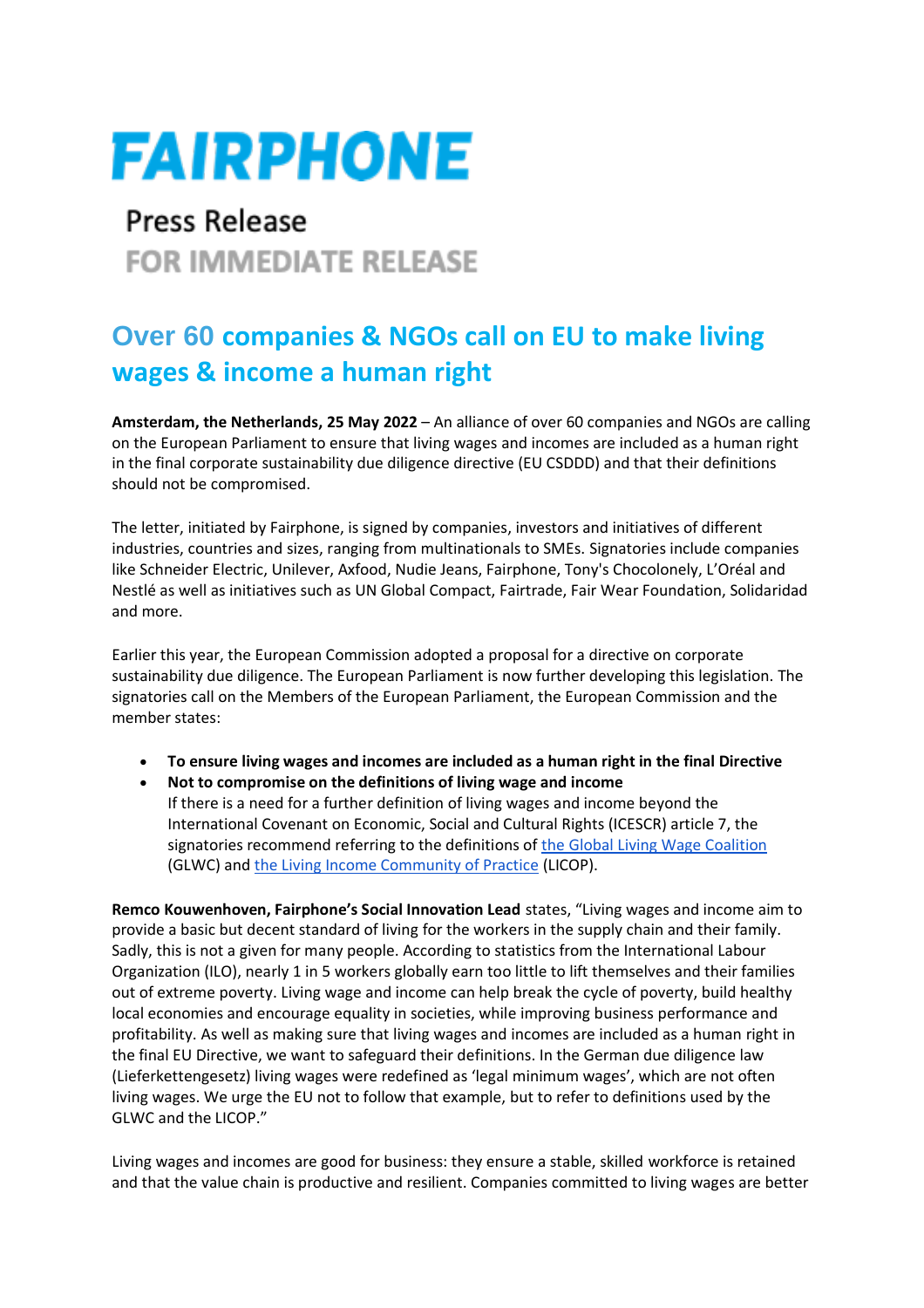# FAIRPHONE

Press Release

FOR IMMEDIATE RELEASE

## Over 60 companies & NGOs call on EU to make living wages & income a human right

**Amsterdam, the Netherlands, 25 May 2022** – An alliance of over 60 companies and NGOs are calling on the European Parliament to ensure that living wages and incomes are included as a human right in the final corporate sustainability due diligence directive (EU CSDDD) and that their definitions should not be compromised.

The letter, initiated by Fairphone, is signed by companies, investors and initiatives of different industries, countries and sizes, ranging from multinationals to SMEs. Signatories include companies like Schneider Electric, Unilever, Axfood, Nudie Jeans, Fairphone, Tony's Chocolonely, L'Oréal and Nestlé as well as initiatives such as UN Global Compact, Fairtrade, Fair Wear Foundation, Solidaridad and more.

Earlier this year, the European Commission adopted a proposal for a directive on corporate sustainability due diligence. The European Parliament is now further developing this legislation. The signatories call on the Members of the European Parliament, the European Commission and the member states:

- **To ensure living wages and incomes are included as a human right in the final Directive**
- **Not to compromise on the definitions of living wage and income**
  If there is a need for a further definition of living wages and income beyond the International Covenant on Economic, Social and Cultural Rights (ICESCR) article 7, the signatories recommend referring to the definitions of [the Global Living Wage Coalition](#) (GLWC) and [the Living Income Community of Practice](#) (LICOP).

**Remco Kouwenhoven, Fairphone's Social Innovation Lead** states, "Living wages and income aim to provide a basic but decent standard of living for the workers in the supply chain and their family. Sadly, this is not a given for many people. According to statistics from the International Labour Organization (ILO), nearly 1 in 5 workers globally earn too little to lift themselves and their families out of extreme poverty. Living wage and income can help break the cycle of poverty, build healthy local economies and encourage equality in societies, while improving business performance and profitability. As well as making sure that living wages and incomes are included as a human right in the final EU Directive, we want to safeguard their definitions. In the German due diligence law (Lieferkettengesetz) living wages were redefined as 'legal minimum wages', which are not often living wages. We urge the EU not to follow that example, but to refer to definitions used by the GLWC and the LICOP."

Living wages and incomes are good for business: they ensure a stable, skilled workforce is retained and that the value chain is productive and resilient. Companies committed to living wages are better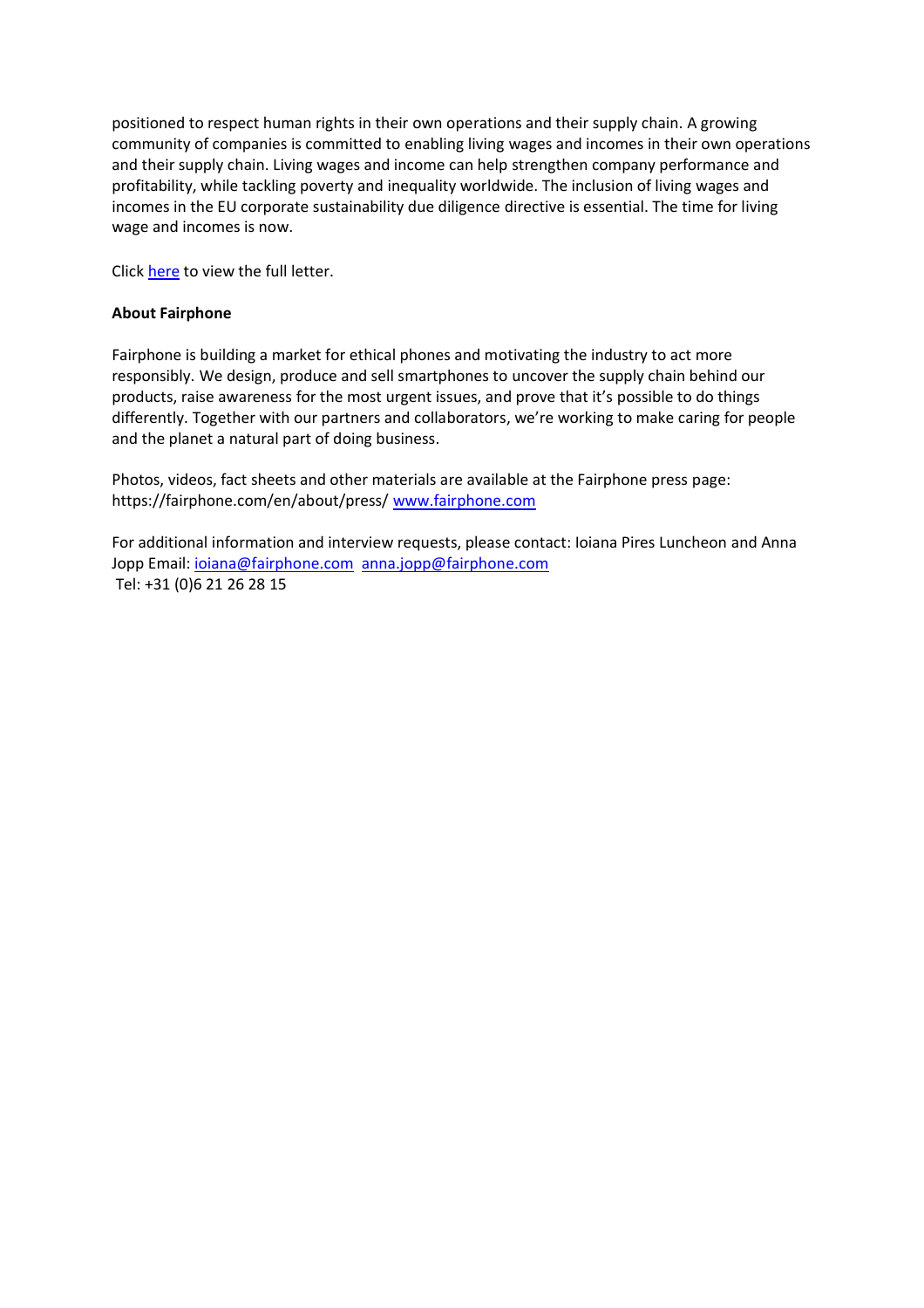positioned to respect human rights in their own operations and their supply chain. A growing community of companies is committed to enabling living wages and incomes in their own operations and their supply chain. Living wages and income can help strengthen company performance and profitability, while tackling poverty and inequality worldwide. The inclusion of living wages and incomes in the EU corporate sustainability due diligence directive is essential. The time for living wage and incomes is now.

Click here to view the full letter.

**About Fairphone**

Fairphone is building a market for ethical phones and motivating the industry to act more responsibly. We design, produce and sell smartphones to uncover the supply chain behind our products, raise awareness for the most urgent issues, and prove that it's possible to do things differently. Together with our partners and collaborators, we're working to make caring for people and the planet a natural part of doing business.

Photos, videos, fact sheets and other materials are available at the Fairphone press page: https://fairphone.com/en/about/press/ www.fairphone.com

For additional information and interview requests, please contact: Ioiana Pires Luncheon and Anna Jopp Email: ioiana@fairphone.com anna.jopp@fairphone.com
Tel: +31 (0)6 21 26 28 15